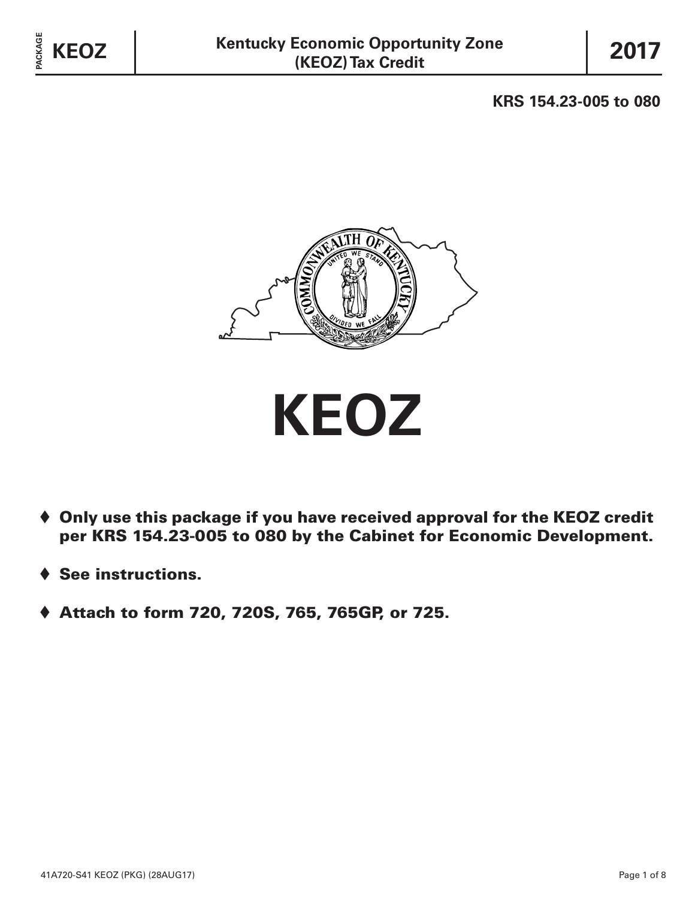PACKAGE **KEOZ** | **Kentucky Economic Opportunity Zone (KEOZ) Tax Credit** | **2017**

**KRS 154.23-005 to 080**

# KEOZ

- ♦ **Only use this package if you have received approval for the KEOZ credit per KRS 154.23-005 to 080 by the Cabinet for Economic Development.**
- ♦ **See instructions.**
- ♦ **Attach to form 720, 720S, 765, 765GP, or 725.**

41A720-S41 KEOZ (PKG) (28AUG17)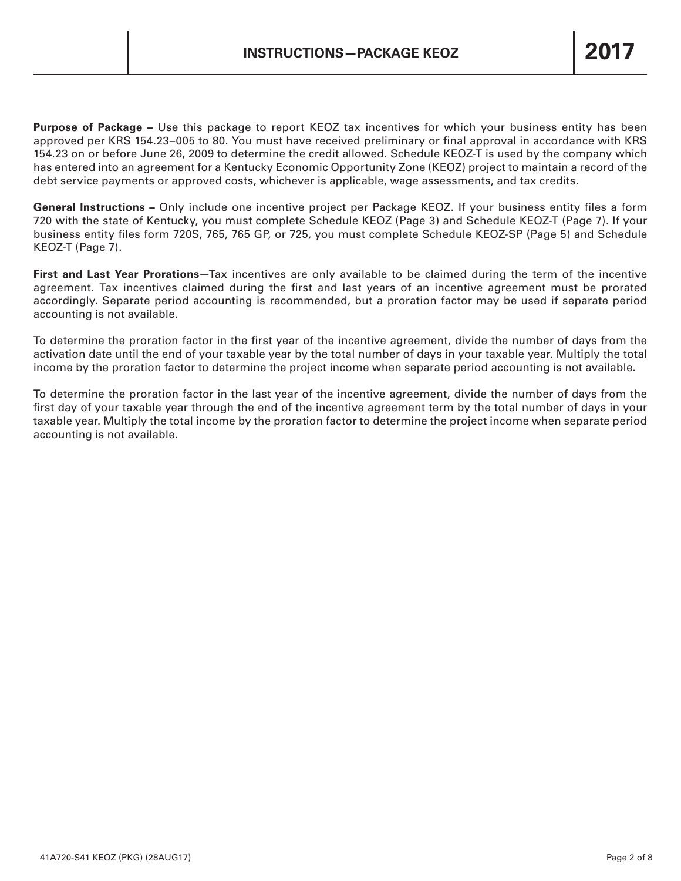# INSTRUCTIONS—PACKAGE KEOZ 2017

**Purpose of Package –** Use this package to report KEOZ tax incentives for which your business entity has been approved per KRS 154.23–005 to 80. You must have received preliminary or final approval in accordance with KRS 154.23 on or before June 26, 2009 to determine the credit allowed. Schedule KEOZ-T is used by the company which has entered into an agreement for a Kentucky Economic Opportunity Zone (KEOZ) project to maintain a record of the debt service payments or approved costs, whichever is applicable, wage assessments, and tax credits.

**General Instructions –** Only include one incentive project per Package KEOZ. If your business entity files a form 720 with the state of Kentucky, you must complete Schedule KEOZ (Page 3) and Schedule KEOZ-T (Page 7). If your business entity files form 720S, 765, 765 GP, or 725, you must complete Schedule KEOZ-SP (Page 5) and Schedule KEOZ-T (Page 7).

**First and Last Year Prorations—**Tax incentives are only available to be claimed during the term of the incentive agreement. Tax incentives claimed during the first and last years of an incentive agreement must be prorated accordingly. Separate period accounting is recommended, but a proration factor may be used if separate period accounting is not available.

To determine the proration factor in the first year of the incentive agreement, divide the number of days from the activation date until the end of your taxable year by the total number of days in your taxable year. Multiply the total income by the proration factor to determine the project income when separate period accounting is not available.

To determine the proration factor in the last year of the incentive agreement, divide the number of days from the first day of your taxable year through the end of the incentive agreement term by the total number of days in your taxable year. Multiply the total income by the proration factor to determine the project income when separate period accounting is not available.

41A720-S41 KEOZ (PKG) (28AUG17)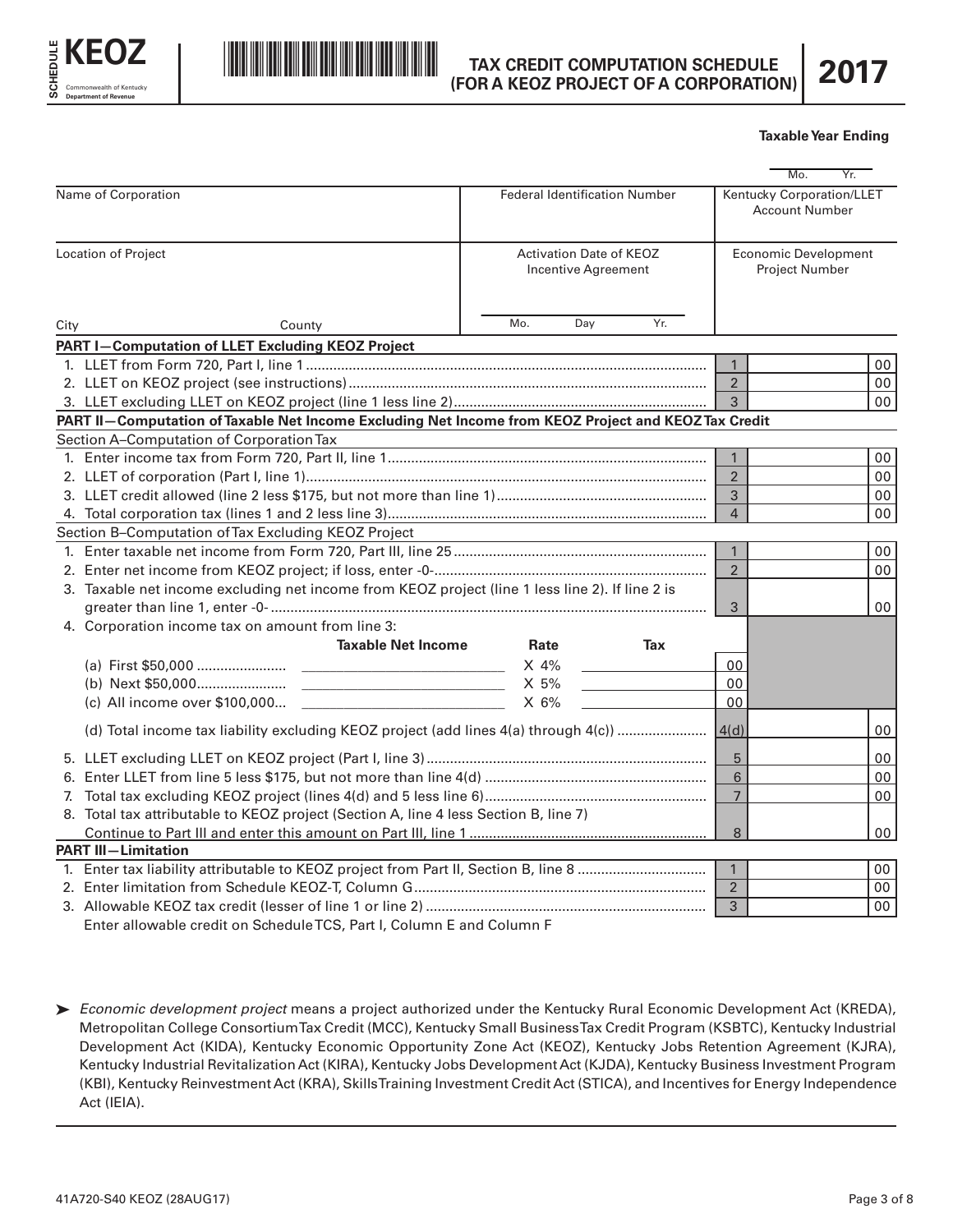**SCHEDULE KEOZ**
Commonwealth of Kentucky
Department of Revenue

# TAX CREDIT COMPUTATION SCHEDULE (FOR A KEOZ PROJECT OF A CORPORATION)

**2017**

**Taxable Year Ending**

Mo. Yr.

| Name of Corporation | Federal Identification Number | Kentucky Corporation/LLET Account Number |
|---|---|---|
| | | |
| Location of Project | Activation Date of KEOZ Incentive Agreement | Economic Development Project Number |
| City County | Mo. Day Yr. | |

## PART I—Computation of LLET Excluding KEOZ Project

| | Line | Amount |
|---|---|---|
| 1. LLET from Form 720, Part I, line 1 | 1 | 00 |
| 2. LLET on KEOZ project (see instructions) | 2 | 00 |
| 3. LLET excluding LLET on KEOZ project (line 1 less line 2) | 3 | 00 |

## PART II—Computation of Taxable Net Income Excluding Net Income from KEOZ Project and KEOZ Tax Credit

### Section A–Computation of Corporation Tax

| | Line | Amount |
|---|---|---|
| 1. Enter income tax from Form 720, Part II, line 1 | 1 | 00 |
| 2. LLET of corporation (Part I, line 1) | 2 | 00 |
| 3. LLET credit allowed (line 2 less $175, but not more than line 1) | 3 | 00 |
| 4. Total corporation tax (lines 1 and 2 less line 3) | 4 | 00 |

### Section B–Computation of Tax Excluding KEOZ Project

| | Line | Amount |
|---|---|---|
| 1. Enter taxable net income from Form 720, Part III, line 25 | 1 | 00 |
| 2. Enter net income from KEOZ project; if loss, enter -0- | 2 | 00 |
| 3. Taxable net income excluding net income from KEOZ project (line 1 less line 2). If line 2 is greater than line 1, enter -0- | 3 | 00 |

4. Corporation income tax on amount from line 3:

| | Taxable Net Income | Rate | Tax |
|---|---|---|---|
| (a) First $50,000 | | X 4% | 00 |
| (b) Next $50,000 | | X 5% | 00 |
| (c) All income over $100,000 | | X 6% | 00 |

| | Line | Amount |
|---|---|---|
| (d) Total income tax liability excluding KEOZ project (add lines 4(a) through 4(c)) | 4(d) | 00 |
| 5. LLET excluding LLET on KEOZ project (Part I, line 3) | 5 | 00 |
| 6. Enter LLET from line 5 less $175, but not more than line 4(d) | 6 | 00 |
| 7. Total tax excluding KEOZ project (lines 4(d) and 5 less line 6) | 7 | 00 |
| 8. Total tax attributable to KEOZ project (Section A, line 4 less Section B, line 7) Continue to Part III and enter this amount on Part III, line 1 | 8 | 00 |

## PART III—Limitation

| | Line | Amount |
|---|---|---|
| 1. Enter tax liability attributable to KEOZ project from Part II, Section B, line 8 | 1 | 00 |
| 2. Enter limitation from Schedule KEOZ-T, Column G | 2 | 00 |
| 3. Allowable KEOZ tax credit (lesser of line 1 or line 2) | 3 | 00 |

Enter allowable credit on Schedule TCS, Part I, Column E and Column F

➤ *Economic development project* means a project authorized under the Kentucky Rural Economic Development Act (KREDA), Metropolitan College Consortium Tax Credit (MCC), Kentucky Small Business Tax Credit Program (KSBTC), Kentucky Industrial Development Act (KIDA), Kentucky Economic Opportunity Zone Act (KEOZ), Kentucky Jobs Retention Agreement (KJRA), Kentucky Industrial Revitalization Act (KIRA), Kentucky Jobs Development Act (KJDA), Kentucky Business Investment Program (KBI), Kentucky Reinvestment Act (KRA), Skills Training Investment Credit Act (STICA), and Incentives for Energy Independence Act (IEIA).

41A720-S40 KEOZ (28AUG17)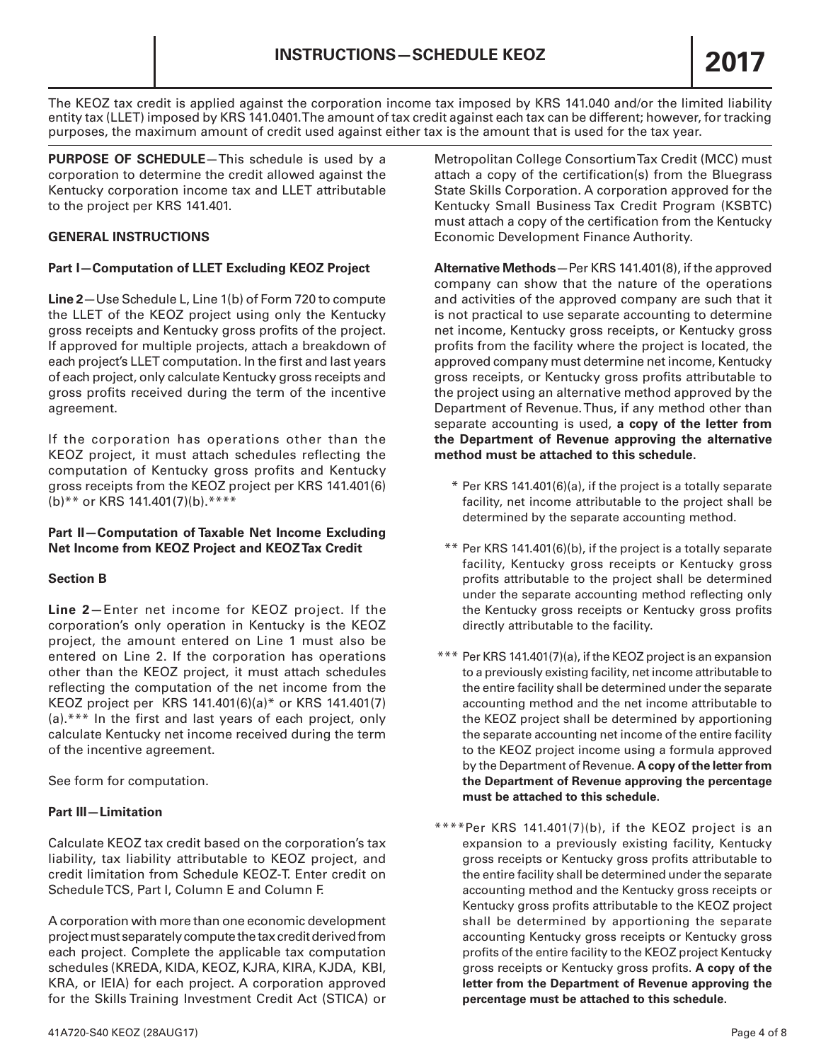# INSTRUCTIONS—SCHEDULE KEOZ **2017**

The KEOZ tax credit is applied against the corporation income tax imposed by KRS 141.040 and/or the limited liability entity tax (LLET) imposed by KRS 141.0401. The amount of tax credit against each tax can be different; however, for tracking purposes, the maximum amount of credit used against either tax is the amount that is used for the tax year.

**PURPOSE OF SCHEDULE**—This schedule is used by a corporation to determine the credit allowed against the Kentucky corporation income tax and LLET attributable to the project per KRS 141.401.

**GENERAL INSTRUCTIONS**

**Part I—Computation of LLET Excluding KEOZ Project**

**Line 2**—Use Schedule L, Line 1(b) of Form 720 to compute the LLET of the KEOZ project using only the Kentucky gross receipts and Kentucky gross profits of the project. If approved for multiple projects, attach a breakdown of each project's LLET computation. In the first and last years of each project, only calculate Kentucky gross receipts and gross profits received during the term of the incentive agreement.

If the corporation has operations other than the KEOZ project, it must attach schedules reflecting the computation of Kentucky gross profits and Kentucky gross receipts from the KEOZ project per KRS 141.401(6)(b)** or KRS 141.401(7)(b).****

**Part II—Computation of Taxable Net Income Excluding Net Income from KEOZ Project and KEOZ Tax Credit**

**Section B**

**Line 2**—Enter net income for KEOZ project. If the corporation's only operation in Kentucky is the KEOZ project, the amount entered on Line 1 must also be entered on Line 2. If the corporation has operations other than the KEOZ project, it must attach schedules reflecting the computation of the net income from the KEOZ project per KRS 141.401(6)(a)* or KRS 141.401(7)(a).*** In the first and last years of each project, only calculate Kentucky net income received during the term of the incentive agreement.

See form for computation.

**Part III—Limitation**

Calculate KEOZ tax credit based on the corporation's tax liability, tax liability attributable to KEOZ project, and credit limitation from Schedule KEOZ-T. Enter credit on Schedule TCS, Part I, Column E and Column F.

A corporation with more than one economic development project must separately compute the tax credit derived from each project. Complete the applicable tax computation schedules (KREDA, KIDA, KEOZ, KJRA, KIRA, KJDA, KBI, KRA, or IEIA) for each project. A corporation approved for the Skills Training Investment Credit Act (STICA) or Metropolitan College Consortium Tax Credit (MCC) must attach a copy of the certification(s) from the Bluegrass State Skills Corporation. A corporation approved for the Kentucky Small Business Tax Credit Program (KSBTC) must attach a copy of the certification from the Kentucky Economic Development Finance Authority.

**Alternative Methods**—Per KRS 141.401(8), if the approved company can show that the nature of the operations and activities of the approved company are such that it is not practical to use separate accounting to determine net income, Kentucky gross receipts, or Kentucky gross profits from the facility where the project is located, the approved company must determine net income, Kentucky gross receipts, or Kentucky gross profits attributable to the project using an alternative method approved by the Department of Revenue. Thus, if any method other than separate accounting is used, **a copy of the letter from the Department of Revenue approving the alternative method must be attached to this schedule.**

\* Per KRS 141.401(6)(a), if the project is a totally separate facility, net income attributable to the project shall be determined by the separate accounting method.

\** Per KRS 141.401(6)(b), if the project is a totally separate facility, Kentucky gross receipts or Kentucky gross profits attributable to the project shall be determined under the separate accounting method reflecting only the Kentucky gross receipts or Kentucky gross profits directly attributable to the facility.

\*** Per KRS 141.401(7)(a), if the KEOZ project is an expansion to a previously existing facility, net income attributable to the entire facility shall be determined under the separate accounting method and the net income attributable to the KEOZ project shall be determined by apportioning the separate accounting net income of the entire facility to the KEOZ project income using a formula approved by the Department of Revenue. **A copy of the letter from the Department of Revenue approving the percentage must be attached to this schedule.**

\**** Per KRS 141.401(7)(b), if the KEOZ project is an expansion to a previously existing facility, Kentucky gross receipts or Kentucky gross profits attributable to the entire facility shall be determined under the separate accounting method and the Kentucky gross receipts or Kentucky gross profits attributable to the KEOZ project shall be determined by apportioning the separate accounting Kentucky gross receipts or Kentucky gross profits of the entire facility to the KEOZ project Kentucky gross receipts or Kentucky gross profits. **A copy of the letter from the Department of Revenue approving the percentage must be attached to this schedule.**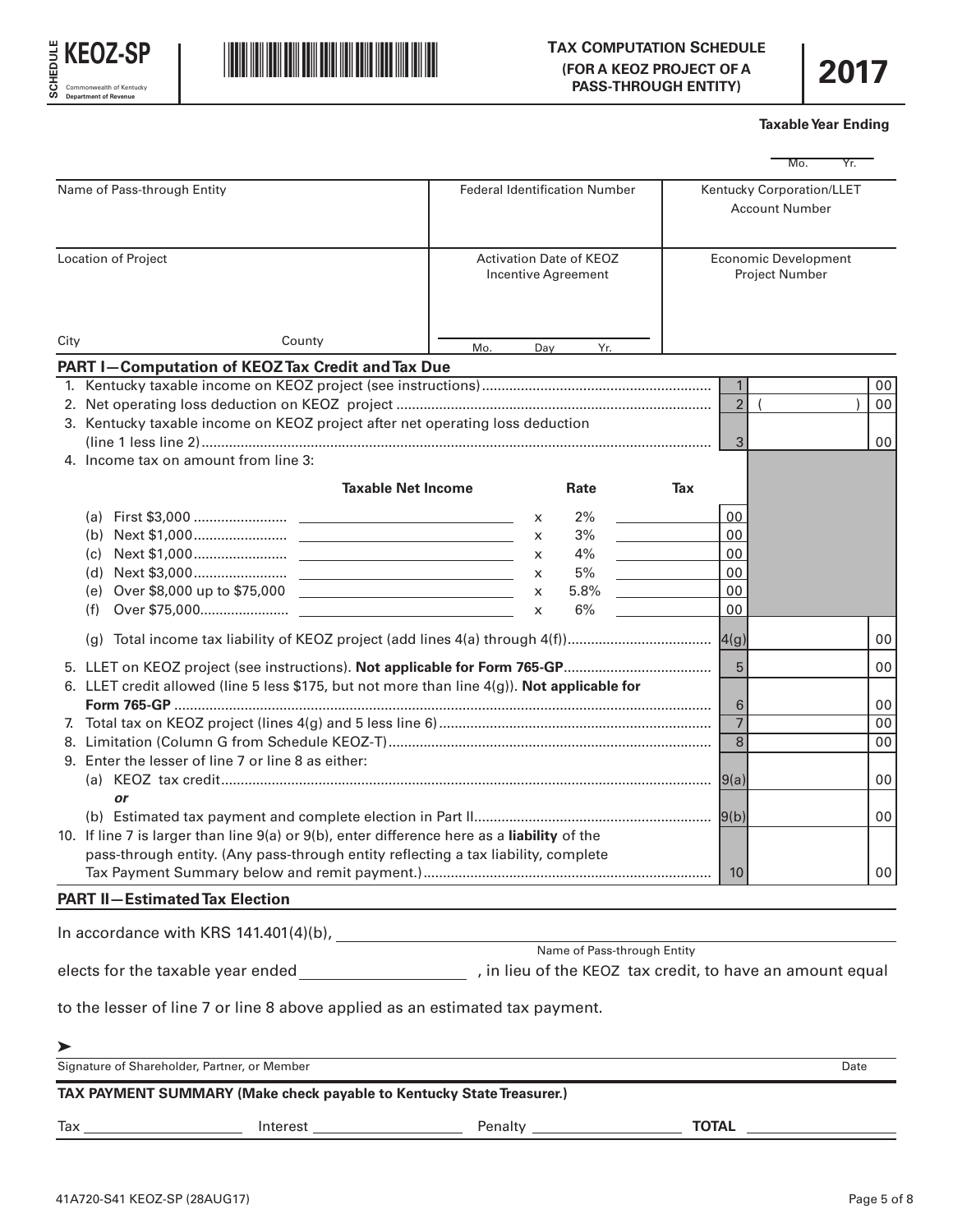**SCHEDULE KEOZ-SP**

Commonwealth of Kentucky
**Department of Revenue**

**TAX COMPUTATION SCHEDULE**
**(FOR A KEOZ PROJECT OF A PASS-THROUGH ENTITY)**

# 2017

**Taxable Year Ending**

Mo. Yr.

| Name of Pass-through Entity | Federal Identification Number | Kentucky Corporation/LLET Account Number |
|---|---|---|
| | | |

| Location of Project | Activation Date of KEOZ Incentive Agreement | Economic Development Project Number |
|---|---|---|
| City County | Mo. Day Yr. | |

## PART I—Computation of KEOZ Tax Credit and Tax Due

| | | |
|---|---|---|
| 1. Kentucky taxable income on KEOZ project (see instructions) | 1 | 00 |
| 2. Net operating loss deduction on KEOZ project | 2 | ( ) 00 |
| 3. Kentucky taxable income on KEOZ project after net operating loss deduction (line 1 less line 2) | 3 | 00 |
| 4. Income tax on amount from line 3: | | |

| | Taxable Net Income | | Rate | Tax |
|---|---|---|---|---|
| (a) First $3,000 | | x | 2% | 00 |
| (b) Next $1,000 | | x | 3% | 00 |
| (c) Next $1,000 | | x | 4% | 00 |
| (d) Next $3,000 | | x | 5% | 00 |
| (e) Over $8,000 up to $75,000 | | x | 5.8% | 00 |
| (f) Over $75,000 | | x | 6% | 00 |

| | | |
|---|---|---|
| (g) Total income tax liability of KEOZ project (add lines 4(a) through 4(f)) | 4(g) | 00 |
| 5. LLET on KEOZ project (see instructions). **Not applicable for Form 765-GP** | 5 | 00 |
| 6. LLET credit allowed (line 5 less $175, but not more than line 4(g)). **Not applicable for Form 765-GP** | 6 | 00 |
| 7. Total tax on KEOZ project (lines 4(g) and 5 less line 6) | 7 | 00 |
| 8. Limitation (Column G from Schedule KEOZ-T) | 8 | 00 |
| 9. Enter the lesser of line 7 or line 8 as either: | | |
| (a) KEOZ tax credit | 9(a) | 00 |
| ***or*** | | |
| (b) Estimated tax payment and complete election in Part II | 9(b) | 00 |
| 10. If line 7 is larger than line 9(a) or 9(b), enter difference here as a **liability** of the pass-through entity. (Any pass-through entity reflecting a tax liability, complete Tax Payment Summary below and remit payment.) | 10 | 00 |

## PART II—Estimated Tax Election

In accordance with KRS 141.401(4)(b), ______________________________
Name of Pass-through Entity

elects for the taxable year ended ______________, in lieu of the KEOZ tax credit, to have an amount equal to the lesser of line 7 or line 8 above applied as an estimated tax payment.

➤ ______________________________
Signature of Shareholder, Partner, or Member Date

**TAX PAYMENT SUMMARY (Make check payable to Kentucky State Treasurer.)**

Tax ____________ Interest ____________ Penalty ____________ **TOTAL** ____________

41A720-S41 KEOZ-SP (28AUG17)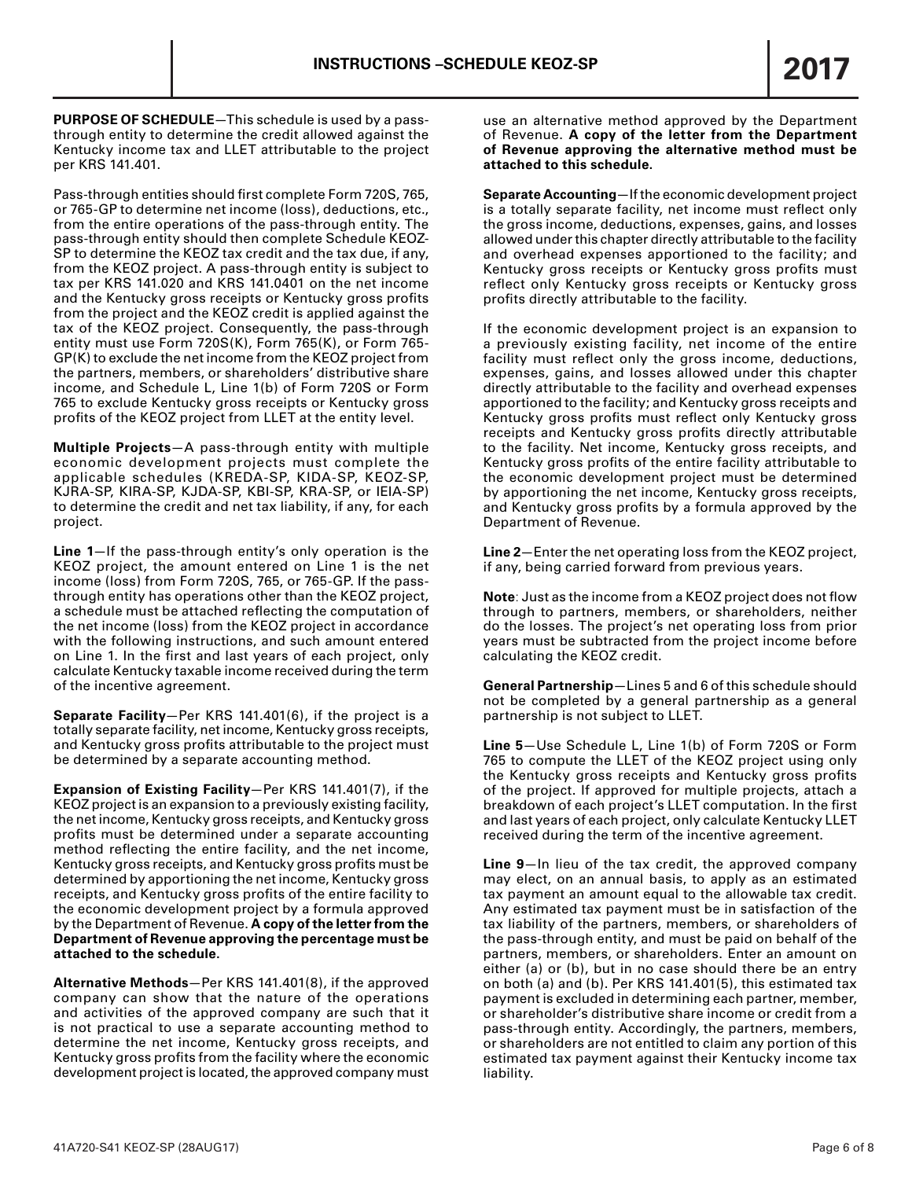# INSTRUCTIONS –SCHEDULE KEOZ-SP

**2017**

**PURPOSE OF SCHEDULE**—This schedule is used by a pass-through entity to determine the credit allowed against the Kentucky income tax and LLET attributable to the project per KRS 141.401.

Pass-through entities should first complete Form 720S, 765, or 765-GP to determine net income (loss), deductions, etc., from the entire operations of the pass-through entity. The pass-through entity should then complete Schedule KEOZ-SP to determine the KEOZ tax credit and the tax due, if any, from the KEOZ project. A pass-through entity is subject to tax per KRS 141.020 and KRS 141.0401 on the net income and the Kentucky gross receipts or Kentucky gross profits from the project and the KEOZ credit is applied against the tax of the KEOZ project. Consequently, the pass-through entity must use Form 720S(K), Form 765(K), or Form 765-GP(K) to exclude the net income from the KEOZ project from the partners, members, or shareholders' distributive share income, and Schedule L, Line 1(b) of Form 720S or Form 765 to exclude Kentucky gross receipts or Kentucky gross profits of the KEOZ project from LLET at the entity level.

**Multiple Projects**—A pass-through entity with multiple economic development projects must complete the applicable schedules (KREDA-SP, KIDA-SP, KEOZ-SP, KJRA-SP, KIRA-SP, KJDA-SP, KBI-SP, KRA-SP, or IEIA-SP) to determine the credit and net tax liability, if any, for each project.

**Line 1**—If the pass-through entity's only operation is the KEOZ project, the amount entered on Line 1 is the net income (loss) from Form 720S, 765, or 765-GP. If the pass-through entity has operations other than the KEOZ project, a schedule must be attached reflecting the computation of the net income (loss) from the KEOZ project in accordance with the following instructions, and such amount entered on Line 1. In the first and last years of each project, only calculate Kentucky taxable income received during the term of the incentive agreement.

**Separate Facility**—Per KRS 141.401(6), if the project is a totally separate facility, net income, Kentucky gross receipts, and Kentucky gross profits attributable to the project must be determined by a separate accounting method.

**Expansion of Existing Facility**—Per KRS 141.401(7), if the KEOZ project is an expansion to a previously existing facility, the net income, Kentucky gross receipts, and Kentucky gross profits must be determined under a separate accounting method reflecting the entire facility, and the net income, Kentucky gross receipts, and Kentucky gross profits must be determined by apportioning the net income, Kentucky gross receipts, and Kentucky gross profits of the entire facility to the economic development project by a formula approved by the Department of Revenue. **A copy of the letter from the Department of Revenue approving the percentage must be attached to the schedule.**

**Alternative Methods**—Per KRS 141.401(8), if the approved company can show that the nature of the operations and activities of the approved company are such that it is not practical to use a separate accounting method to determine the net income, Kentucky gross receipts, and Kentucky gross profits from the facility where the economic development project is located, the approved company must use an alternative method approved by the Department of Revenue. **A copy of the letter from the Department of Revenue approving the alternative method must be attached to this schedule.**

**Separate Accounting**—If the economic development project is a totally separate facility, net income must reflect only the gross income, deductions, expenses, gains, and losses allowed under this chapter directly attributable to the facility and overhead expenses apportioned to the facility; and Kentucky gross receipts or Kentucky gross profits must reflect only Kentucky gross receipts or Kentucky gross profits directly attributable to the facility.

If the economic development project is an expansion to a previously existing facility, net income of the entire facility must reflect only the gross income, deductions, expenses, gains, and losses allowed under this chapter directly attributable to the facility and overhead expenses apportioned to the facility; and Kentucky gross receipts and Kentucky gross profits must reflect only Kentucky gross receipts and Kentucky gross profits directly attributable to the facility. Net income, Kentucky gross receipts, and Kentucky gross profits of the entire facility attributable to the economic development project must be determined by apportioning the net income, Kentucky gross receipts, and Kentucky gross profits by a formula approved by the Department of Revenue.

**Line 2**—Enter the net operating loss from the KEOZ project, if any, being carried forward from previous years.

**Note**: Just as the income from a KEOZ project does not flow through to partners, members, or shareholders, neither do the losses. The project's net operating loss from prior years must be subtracted from the project income before calculating the KEOZ credit.

**General Partnership**—Lines 5 and 6 of this schedule should not be completed by a general partnership as a general partnership is not subject to LLET.

**Line 5**—Use Schedule L, Line 1(b) of Form 720S or Form 765 to compute the LLET of the KEOZ project using only the Kentucky gross receipts and Kentucky gross profits of the project. If approved for multiple projects, attach a breakdown of each project's LLET computation. In the first and last years of each project, only calculate Kentucky LLET received during the term of the incentive agreement.

**Line 9**—In lieu of the tax credit, the approved company may elect, on an annual basis, to apply as an estimated tax payment an amount equal to the allowable tax credit. Any estimated tax payment must be in satisfaction of the tax liability of the partners, members, or shareholders of the pass-through entity, and must be paid on behalf of the partners, members, or shareholders. Enter an amount on either (a) or (b), but in no case should there be an entry on both (a) and (b). Per KRS 141.401(5), this estimated tax payment is excluded in determining each partner, member, or shareholder's distributive share income or credit from a pass-through entity. Accordingly, the partners, members, or shareholders are not entitled to claim any portion of this estimated tax payment against their Kentucky income tax liability.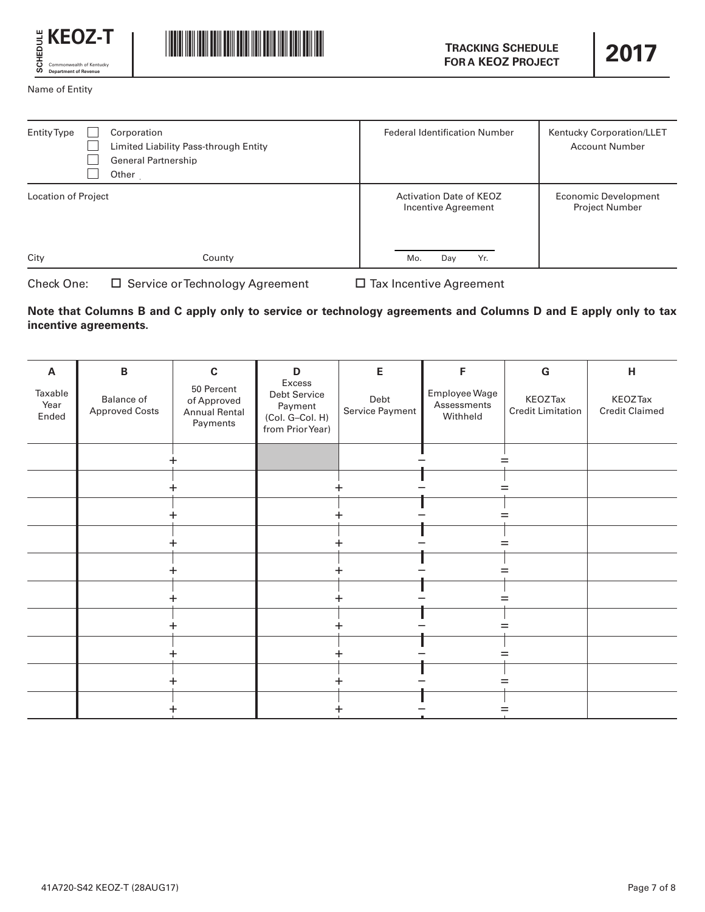**SCHEDULE KEOZ-T**

Commonwealth of Kentucky
Department of Revenue

# TRACKING SCHEDULE FOR A KEOZ PROJECT

# 2017

Name of Entity

| Entity Type ☐ Corporation ☐ Limited Liability Pass-through Entity ☐ General Partnership ☐ Other | Federal Identification Number | Kentucky Corporation/LLET Account Number |
|---|---|---|
| Location of Project<br><br>City County | Activation Date of KEOZ Incentive Agreement<br><br>Mo. Day Yr. | Economic Development Project Number |

Check One: ☐ Service or Technology Agreement ☐ Tax Incentive Agreement

**Note that Columns B and C apply only to service or technology agreements and Columns D and E apply only to tax incentive agreements.**

| A<br>Taxable Year Ended | B<br>Balance of Approved Costs | | C<br>50 Percent of Approved Annual Rental Payments | D<br>Excess Debt Service Payment (Col. G–Col. H) from Prior Year) | | E<br>Debt Service Payment | | F<br>Employee Wage Assessments Withheld | | G<br>KEOZ Tax Credit Limitation | H<br>KEOZ Tax Credit Claimed |
|---|---|---|---|---|---|---|---|---|---|---|---|
| | | + | | | | | − | | = | | |
| | | + | | | + | | − | | = | | |
| | | + | | | + | | − | | = | | |
| | | + | | | + | | − | | = | | |
| | | + | | | + | | − | | = | | |
| | | + | | | + | | − | | = | | |
| | | + | | | + | | − | | = | | |
| | | + | | | + | | − | | = | | |
| | | + | | | + | | − | | = | | |
| | | + | | | + | | − | | = | | |

41A720-S42 KEOZ-T (28AUG17)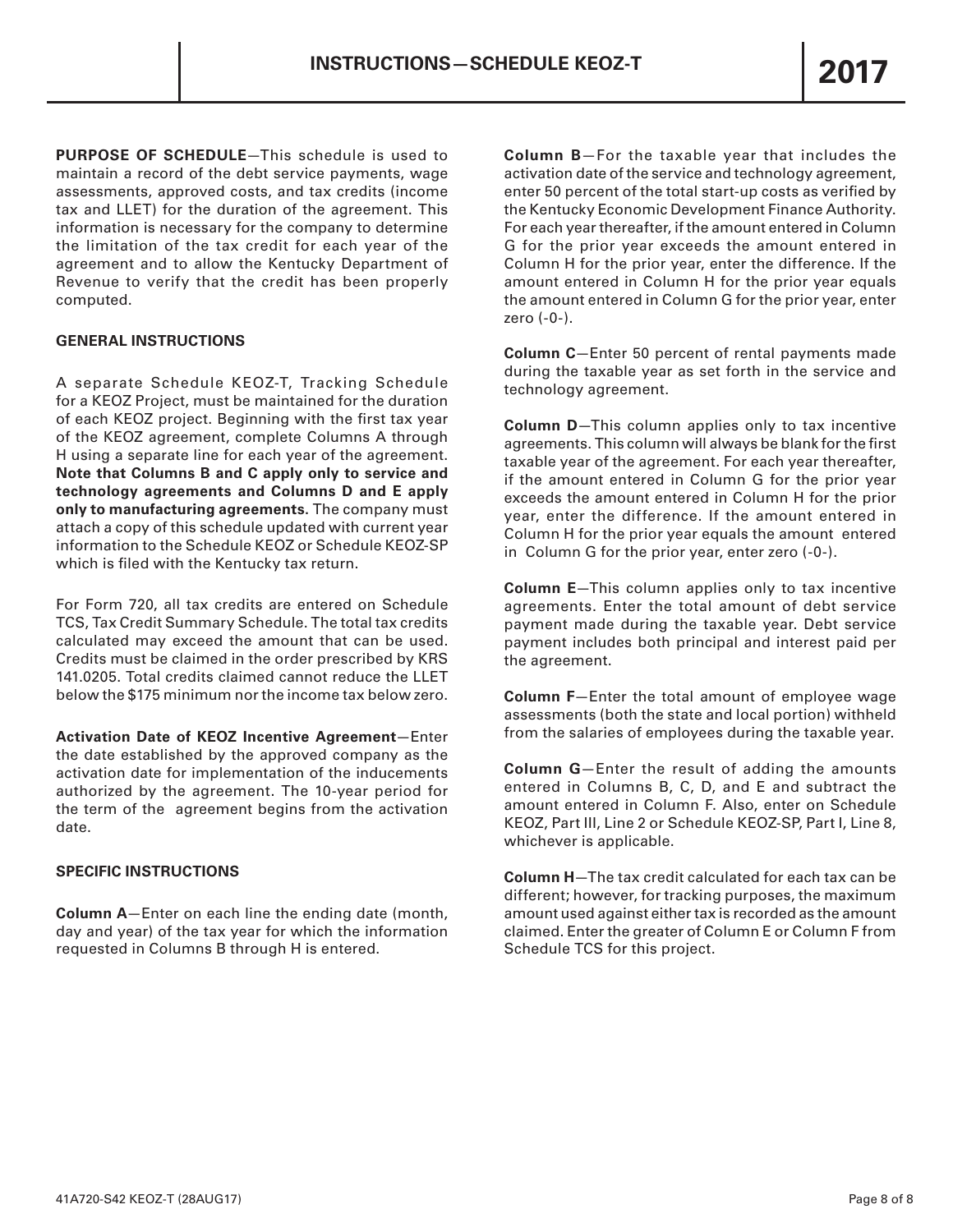# INSTRUCTIONS—SCHEDULE KEOZ-T

# 2017

**PURPOSE OF SCHEDULE**—This schedule is used to maintain a record of the debt service payments, wage assessments, approved costs, and tax credits (income tax and LLET) for the duration of the agreement. This information is necessary for the company to determine the limitation of the tax credit for each year of the agreement and to allow the Kentucky Department of Revenue to verify that the credit has been properly computed.

## GENERAL INSTRUCTIONS

A separate Schedule KEOZ-T, Tracking Schedule for a KEOZ Project, must be maintained for the duration of each KEOZ project. Beginning with the first tax year of the KEOZ agreement, complete Columns A through H using a separate line for each year of the agreement. **Note that Columns B and C apply only to service and technology agreements and Columns D and E apply only to manufacturing agreements.** The company must attach a copy of this schedule updated with current year information to the Schedule KEOZ or Schedule KEOZ-SP which is filed with the Kentucky tax return.

For Form 720, all tax credits are entered on Schedule TCS, Tax Credit Summary Schedule. The total tax credits calculated may exceed the amount that can be used. Credits must be claimed in the order prescribed by KRS 141.0205. Total credits claimed cannot reduce the LLET below the $175 minimum nor the income tax below zero.

**Activation Date of KEOZ Incentive Agreement**—Enter the date established by the approved company as the activation date for implementation of the inducements authorized by the agreement. The 10-year period for the term of the agreement begins from the activation date.

## SPECIFIC INSTRUCTIONS

**Column A**—Enter on each line the ending date (month, day and year) of the tax year for which the information requested in Columns B through H is entered.

**Column B**—For the taxable year that includes the activation date of the service and technology agreement, enter 50 percent of the total start-up costs as verified by the Kentucky Economic Development Finance Authority. For each year thereafter, if the amount entered in Column G for the prior year exceeds the amount entered in Column H for the prior year, enter the difference. If the amount entered in Column H for the prior year equals the amount entered in Column G for the prior year, enter zero (-0-).

**Column C**—Enter 50 percent of rental payments made during the taxable year as set forth in the service and technology agreement.

**Column D**—This column applies only to tax incentive agreements. This column will always be blank for the first taxable year of the agreement. For each year thereafter, if the amount entered in Column G for the prior year exceeds the amount entered in Column H for the prior year, enter the difference. If the amount entered in Column H for the prior year equals the amount entered in Column G for the prior year, enter zero (-0-).

**Column E**—This column applies only to tax incentive agreements. Enter the total amount of debt service payment made during the taxable year. Debt service payment includes both principal and interest paid per the agreement.

**Column F**—Enter the total amount of employee wage assessments (both the state and local portion) withheld from the salaries of employees during the taxable year.

**Column G**—Enter the result of adding the amounts entered in Columns B, C, D, and E and subtract the amount entered in Column F. Also, enter on Schedule KEOZ, Part III, Line 2 or Schedule KEOZ-SP, Part I, Line 8, whichever is applicable.

**Column H**—The tax credit calculated for each tax can be different; however, for tracking purposes, the maximum amount used against either tax is recorded as the amount claimed. Enter the greater of Column E or Column F from Schedule TCS for this project.

41A720-S42 KEOZ-T (28AUG17)